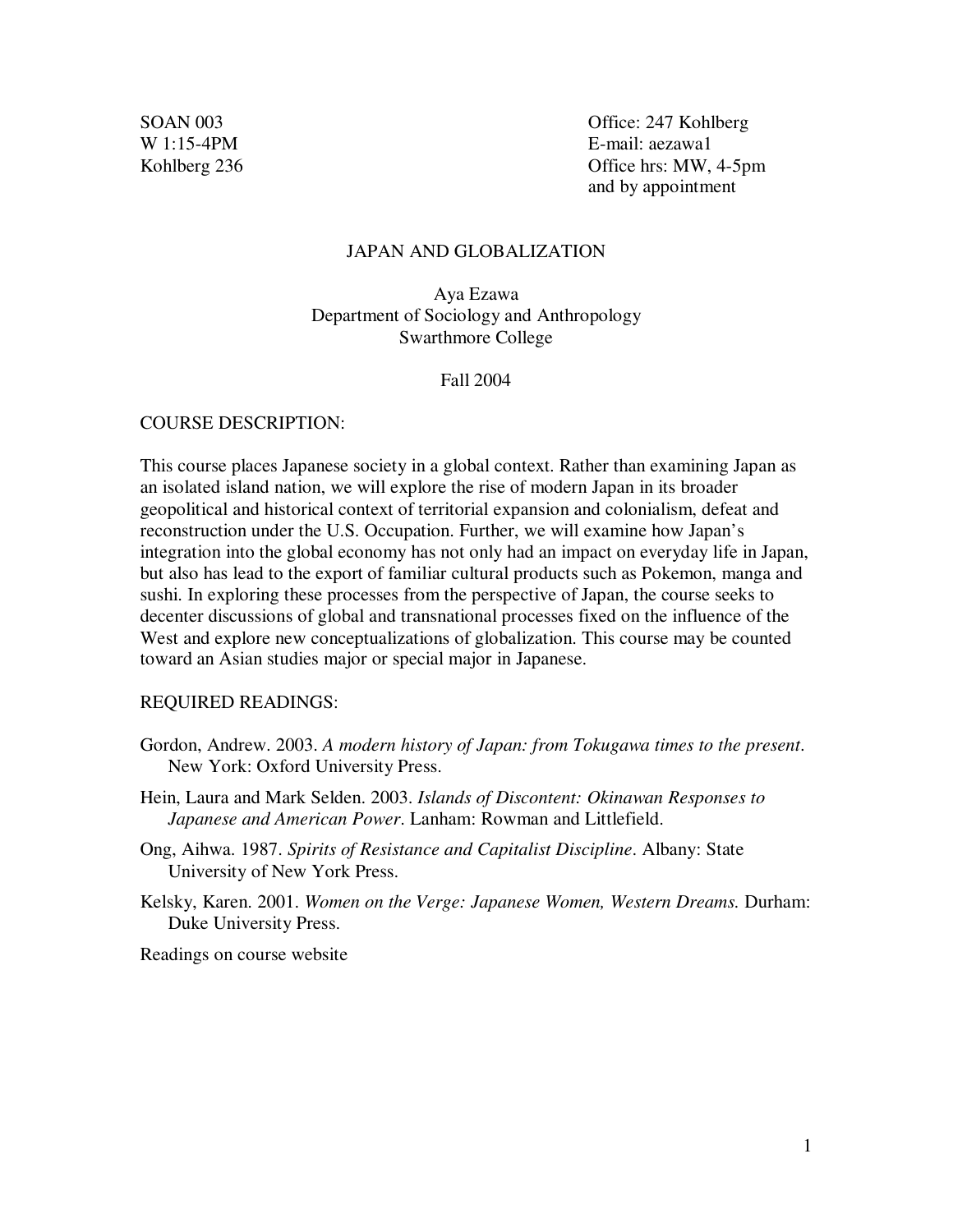SOAN 003
W 1:15-4PM
Kohlberg 236

Office: 247 Kohlberg
E-mail: aezawa1
Office hrs: MW, 4-5pm
and by appointment

# JAPAN AND GLOBALIZATION

Aya Ezawa
Department of Sociology and Anthropology
Swarthmore College

Fall 2004

## COURSE DESCRIPTION:

This course places Japanese society in a global context. Rather than examining Japan as an isolated island nation, we will explore the rise of modern Japan in its broader geopolitical and historical context of territorial expansion and colonialism, defeat and reconstruction under the U.S. Occupation. Further, we will examine how Japan's integration into the global economy has not only had an impact on everyday life in Japan, but also has lead to the export of familiar cultural products such as Pokemon, manga and sushi. In exploring these processes from the perspective of Japan, the course seeks to decenter discussions of global and transnational processes fixed on the influence of the West and explore new conceptualizations of globalization. This course may be counted toward an Asian studies major or special major in Japanese.

## REQUIRED READINGS:

Gordon, Andrew. 2003. *A modern history of Japan: from Tokugawa times to the present*. New York: Oxford University Press.

Hein, Laura and Mark Selden. 2003. *Islands of Discontent: Okinawan Responses to Japanese and American Power*. Lanham: Rowman and Littlefield.

Ong, Aihwa. 1987. *Spirits of Resistance and Capitalist Discipline*. Albany: State University of New York Press.

Kelsky, Karen. 2001. *Women on the Verge: Japanese Women, Western Dreams.* Durham: Duke University Press.

Readings on course website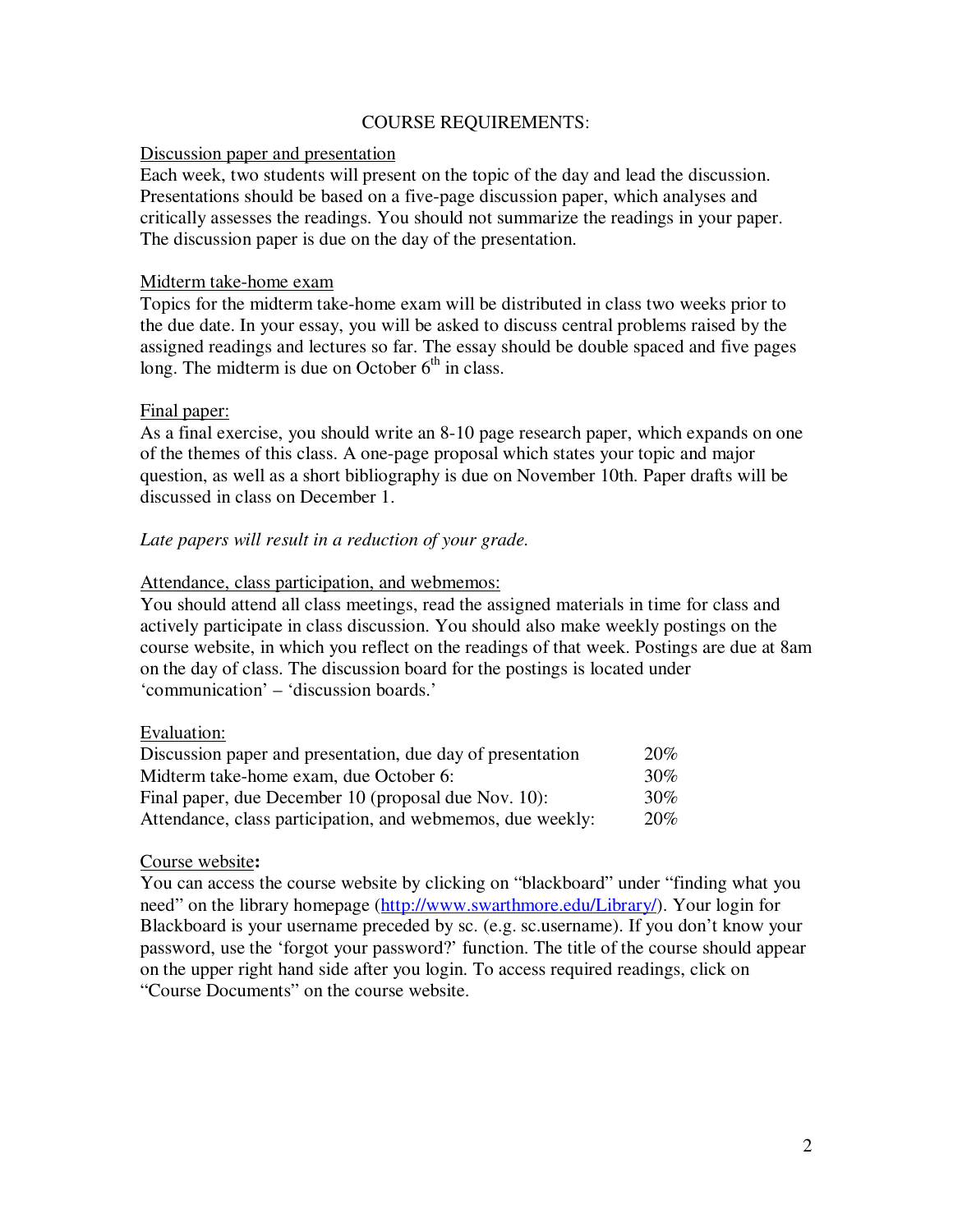## COURSE REQUIREMENTS:

Discussion paper and presentation

Each week, two students will present on the topic of the day and lead the discussion. Presentations should be based on a five-page discussion paper, which analyses and critically assesses the readings. You should not summarize the readings in your paper. The discussion paper is due on the day of the presentation.

Midterm take-home exam

Topics for the midterm take-home exam will be distributed in class two weeks prior to the due date. In your essay, you will be asked to discuss central problems raised by the assigned readings and lectures so far. The essay should be double spaced and five pages long. The midterm is due on October 6th in class.

Final paper:

As a final exercise, you should write an 8-10 page research paper, which expands on one of the themes of this class. A one-page proposal which states your topic and major question, as well as a short bibliography is due on November 10th. Paper drafts will be discussed in class on December 1.

*Late papers will result in a reduction of your grade.*

Attendance, class participation, and webmemos:

You should attend all class meetings, read the assigned materials in time for class and actively participate in class discussion. You should also make weekly postings on the course website, in which you reflect on the readings of that week. Postings are due at 8am on the day of class. The discussion board for the postings is located under 'communication' – 'discussion boards.'

Evaluation:

| | |
|---|---|
| Discussion paper and presentation, due day of presentation | 20% |
| Midterm take-home exam, due October 6: | 30% |
| Final paper, due December 10 (proposal due Nov. 10): | 30% |
| Attendance, class participation, and webmemos, due weekly: | 20% |

Course website**:**

You can access the course website by clicking on "blackboard" under "finding what you need" on the library homepage (http://www.swarthmore.edu/Library/). Your login for Blackboard is your username preceded by sc. (e.g. sc.username). If you don't know your password, use the 'forgot your password?' function. The title of the course should appear on the upper right hand side after you login. To access required readings, click on "Course Documents" on the course website.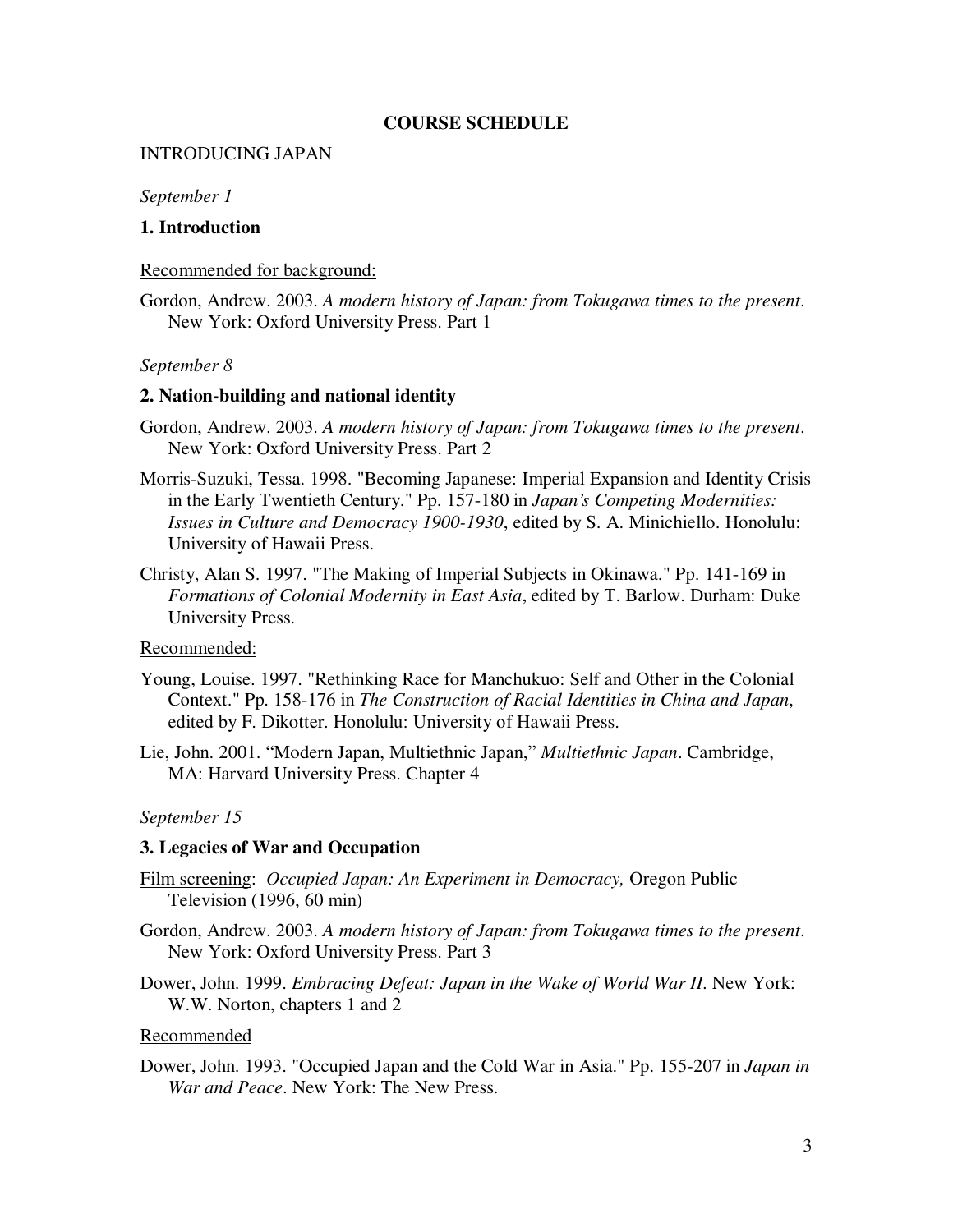## COURSE SCHEDULE

INTRODUCING JAPAN

*September 1*

### 1. Introduction

<u>Recommended for background:</u>

Gordon, Andrew. 2003. *A modern history of Japan: from Tokugawa times to the present*. New York: Oxford University Press. Part 1

*September 8*

### 2. Nation-building and national identity

Gordon, Andrew. 2003. *A modern history of Japan: from Tokugawa times to the present*. New York: Oxford University Press. Part 2

Morris-Suzuki, Tessa. 1998. "Becoming Japanese: Imperial Expansion and Identity Crisis in the Early Twentieth Century." Pp. 157-180 in *Japan's Competing Modernities: Issues in Culture and Democracy 1900-1930*, edited by S. A. Minichiello. Honolulu: University of Hawaii Press.

Christy, Alan S. 1997. "The Making of Imperial Subjects in Okinawa." Pp. 141-169 in *Formations of Colonial Modernity in East Asia*, edited by T. Barlow. Durham: Duke University Press.

<u>Recommended:</u>

Young, Louise. 1997. "Rethinking Race for Manchukuo: Self and Other in the Colonial Context." Pp. 158-176 in *The Construction of Racial Identities in China and Japan*, edited by F. Dikotter. Honolulu: University of Hawaii Press.

Lie, John. 2001. "Modern Japan, Multiethnic Japan," *Multiethnic Japan*. Cambridge, MA: Harvard University Press. Chapter 4

*September 15*

### 3. Legacies of War and Occupation

<u>Film screening</u>: *Occupied Japan: An Experiment in Democracy,* Oregon Public Television (1996, 60 min)

Gordon, Andrew. 2003. *A modern history of Japan: from Tokugawa times to the present*. New York: Oxford University Press. Part 3

Dower, John. 1999. *Embracing Defeat: Japan in the Wake of World War II*. New York: W.W. Norton, chapters 1 and 2

<u>Recommended</u>

Dower, John. 1993. "Occupied Japan and the Cold War in Asia." Pp. 155-207 in *Japan in War and Peace*. New York: The New Press.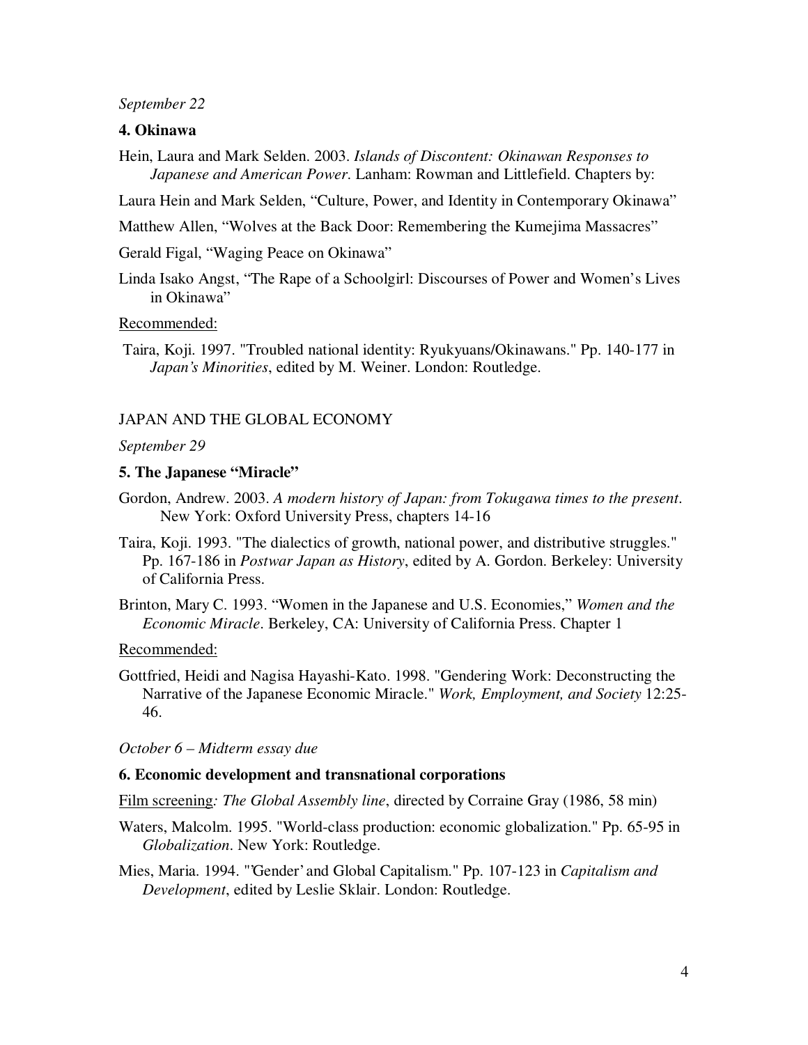*September 22*

**4. Okinawa**

Hein, Laura and Mark Selden. 2003. *Islands of Discontent: Okinawan Responses to Japanese and American Power*. Lanham: Rowman and Littlefield. Chapters by:

Laura Hein and Mark Selden, "Culture, Power, and Identity in Contemporary Okinawa"

Matthew Allen, "Wolves at the Back Door: Remembering the Kumejima Massacres"

Gerald Figal, "Waging Peace on Okinawa"

Linda Isako Angst, "The Rape of a Schoolgirl: Discourses of Power and Women's Lives in Okinawa"

Recommended:

Taira, Koji. 1997. "Troubled national identity: Ryukyuans/Okinawans." Pp. 140-177 in *Japan's Minorities*, edited by M. Weiner. London: Routledge.

JAPAN AND THE GLOBAL ECONOMY

*September 29*

**5. The Japanese "Miracle"**

Gordon, Andrew. 2003. *A modern history of Japan: from Tokugawa times to the present*. New York: Oxford University Press, chapters 14-16

Taira, Koji. 1993. "The dialectics of growth, national power, and distributive struggles." Pp. 167-186 in *Postwar Japan as History*, edited by A. Gordon. Berkeley: University of California Press.

Brinton, Mary C. 1993. "Women in the Japanese and U.S. Economies," *Women and the Economic Miracle*. Berkeley, CA: University of California Press. Chapter 1

Recommended:

Gottfried, Heidi and Nagisa Hayashi-Kato. 1998. "Gendering Work: Deconstructing the Narrative of the Japanese Economic Miracle." *Work, Employment, and Society* 12:25-46.

*October 6 – Midterm essay due*

**6. Economic development and transnational corporations**

Film screening*: The Global Assembly line*, directed by Corraine Gray (1986, 58 min)

Waters, Malcolm. 1995. "World-class production: economic globalization." Pp. 65-95 in *Globalization*. New York: Routledge.

Mies, Maria. 1994. "'Gender' and Global Capitalism." Pp. 107-123 in *Capitalism and Development*, edited by Leslie Sklair. London: Routledge.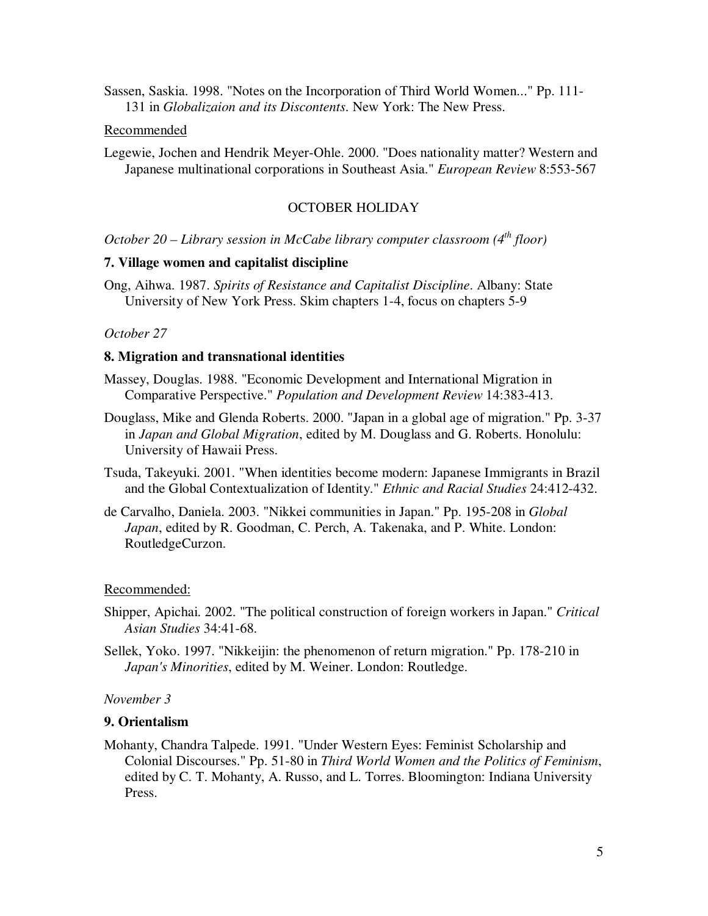Sassen, Saskia. 1998. "Notes on the Incorporation of Third World Women..." Pp. 111-131 in *Globalizaion and its Discontents*. New York: The New Press.

Recommended

Legewie, Jochen and Hendrik Meyer-Ohle. 2000. "Does nationality matter? Western and Japanese multinational corporations in Southeast Asia." *European Review* 8:553-567

OCTOBER HOLIDAY

*October 20 – Library session in McCabe library computer classroom (4th floor)*

**7. Village women and capitalist discipline**

Ong, Aihwa. 1987. *Spirits of Resistance and Capitalist Discipline*. Albany: State University of New York Press. Skim chapters 1-4, focus on chapters 5-9

*October 27*

**8. Migration and transnational identities**

Massey, Douglas. 1988. "Economic Development and International Migration in Comparative Perspective." *Population and Development Review* 14:383-413.

Douglass, Mike and Glenda Roberts. 2000. "Japan in a global age of migration." Pp. 3-37 in *Japan and Global Migration*, edited by M. Douglass and G. Roberts. Honolulu: University of Hawaii Press.

Tsuda, Takeyuki. 2001. "When identities become modern: Japanese Immigrants in Brazil and the Global Contextualization of Identity." *Ethnic and Racial Studies* 24:412-432.

de Carvalho, Daniela. 2003. "Nikkei communities in Japan." Pp. 195-208 in *Global Japan*, edited by R. Goodman, C. Perch, A. Takenaka, and P. White. London: RoutledgeCurzon.

Recommended:

Shipper, Apichai. 2002. "The political construction of foreign workers in Japan." *Critical Asian Studies* 34:41-68.

Sellek, Yoko. 1997. "Nikkeijin: the phenomenon of return migration." Pp. 178-210 in *Japan's Minorities*, edited by M. Weiner. London: Routledge.

*November 3*

**9. Orientalism**

Mohanty, Chandra Talpede. 1991. "Under Western Eyes: Feminist Scholarship and Colonial Discourses." Pp. 51-80 in *Third World Women and the Politics of Feminism*, edited by C. T. Mohanty, A. Russo, and L. Torres. Bloomington: Indiana University Press.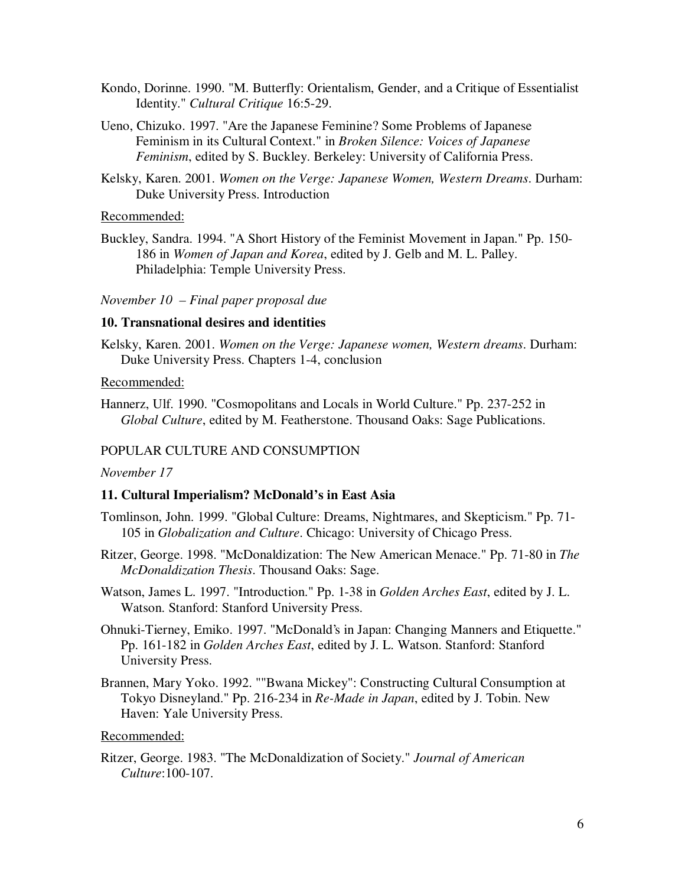Kondo, Dorinne. 1990. "M. Butterfly: Orientalism, Gender, and a Critique of Essentialist Identity." *Cultural Critique* 16:5-29.

Ueno, Chizuko. 1997. "Are the Japanese Feminine? Some Problems of Japanese Feminism in its Cultural Context." in *Broken Silence: Voices of Japanese Feminism*, edited by S. Buckley. Berkeley: University of California Press.

Kelsky, Karen. 2001. *Women on the Verge: Japanese Women, Western Dreams*. Durham: Duke University Press. Introduction

Recommended:

Buckley, Sandra. 1994. "A Short History of the Feminist Movement in Japan." Pp. 150-186 in *Women of Japan and Korea*, edited by J. Gelb and M. L. Palley. Philadelphia: Temple University Press.

*November 10 – Final paper proposal due*

### 10. Transnational desires and identities

Kelsky, Karen. 2001. *Women on the Verge: Japanese women, Western dreams*. Durham: Duke University Press. Chapters 1-4, conclusion

Recommended:

Hannerz, Ulf. 1990. "Cosmopolitans and Locals in World Culture." Pp. 237-252 in *Global Culture*, edited by M. Featherstone. Thousand Oaks: Sage Publications.

## POPULAR CULTURE AND CONSUMPTION

*November 17*

### 11. Cultural Imperialism? McDonald's in East Asia

Tomlinson, John. 1999. "Global Culture: Dreams, Nightmares, and Skepticism." Pp. 71-105 in *Globalization and Culture*. Chicago: University of Chicago Press.

Ritzer, George. 1998. "McDonaldization: The New American Menace." Pp. 71-80 in *The McDonaldization Thesis*. Thousand Oaks: Sage.

Watson, James L. 1997. "Introduction." Pp. 1-38 in *Golden Arches East*, edited by J. L. Watson. Stanford: Stanford University Press.

Ohnuki-Tierney, Emiko. 1997. "McDonald's in Japan: Changing Manners and Etiquette." Pp. 161-182 in *Golden Arches East*, edited by J. L. Watson. Stanford: Stanford University Press.

Brannen, Mary Yoko. 1992. ""Bwana Mickey": Constructing Cultural Consumption at Tokyo Disneyland." Pp. 216-234 in *Re-Made in Japan*, edited by J. Tobin. New Haven: Yale University Press.

Recommended:

Ritzer, George. 1983. "The McDonaldization of Society." *Journal of American Culture*:100-107.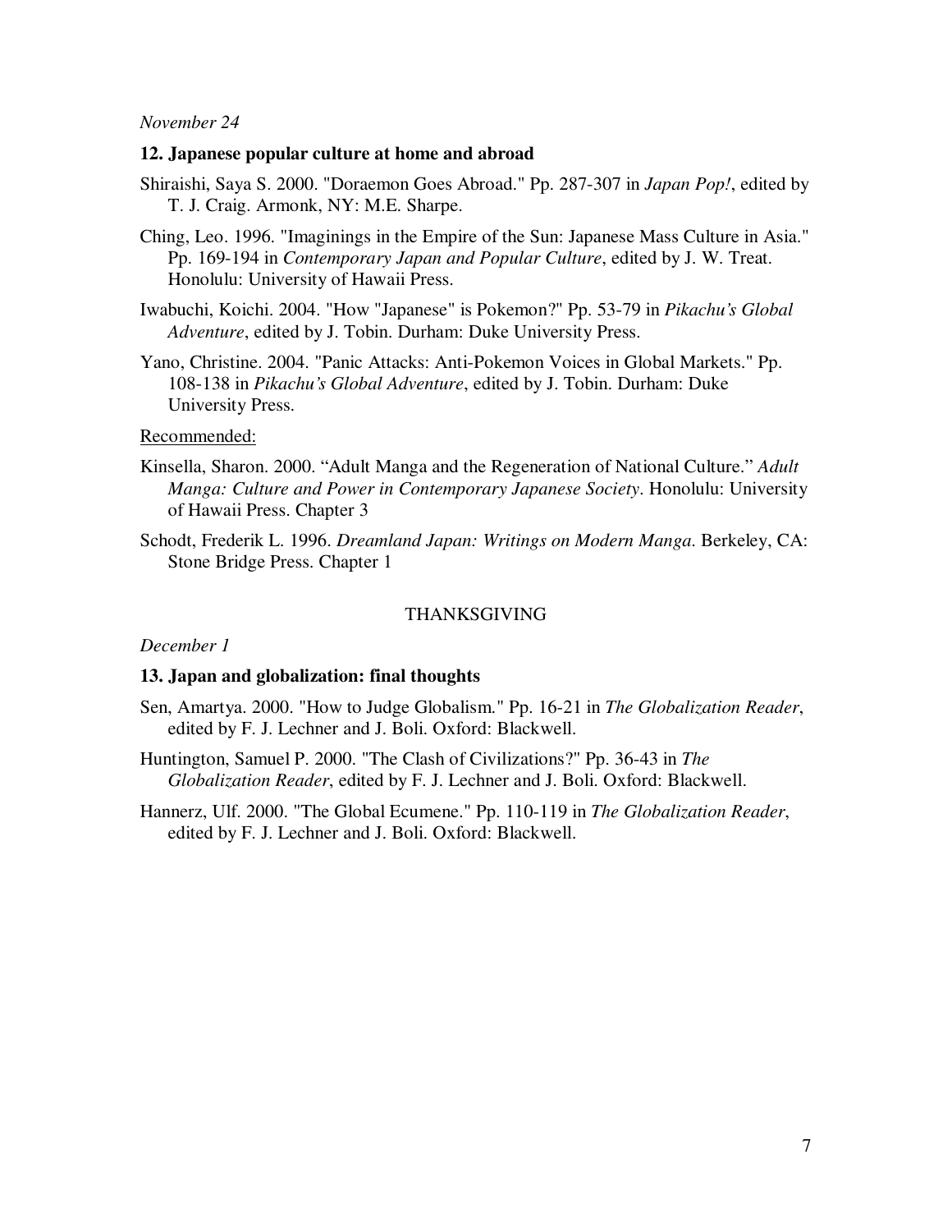*November 24*

**12. Japanese popular culture at home and abroad**

Shiraishi, Saya S. 2000. "Doraemon Goes Abroad." Pp. 287-307 in *Japan Pop!*, edited by T. J. Craig. Armonk, NY: M.E. Sharpe.

Ching, Leo. 1996. "Imaginings in the Empire of the Sun: Japanese Mass Culture in Asia." Pp. 169-194 in *Contemporary Japan and Popular Culture*, edited by J. W. Treat. Honolulu: University of Hawaii Press.

Iwabuchi, Koichi. 2004. "How "Japanese" is Pokemon?" Pp. 53-79 in *Pikachu's Global Adventure*, edited by J. Tobin. Durham: Duke University Press.

Yano, Christine. 2004. "Panic Attacks: Anti-Pokemon Voices in Global Markets." Pp. 108-138 in *Pikachu's Global Adventure*, edited by J. Tobin. Durham: Duke University Press.

Recommended:

Kinsella, Sharon. 2000. "Adult Manga and the Regeneration of National Culture." *Adult Manga: Culture and Power in Contemporary Japanese Society*. Honolulu: University of Hawaii Press. Chapter 3

Schodt, Frederik L. 1996. *Dreamland Japan: Writings on Modern Manga*. Berkeley, CA: Stone Bridge Press. Chapter 1

THANKSGIVING

*December 1*

**13. Japan and globalization: final thoughts**

Sen, Amartya. 2000. "How to Judge Globalism." Pp. 16-21 in *The Globalization Reader*, edited by F. J. Lechner and J. Boli. Oxford: Blackwell.

Huntington, Samuel P. 2000. "The Clash of Civilizations?" Pp. 36-43 in *The Globalization Reader*, edited by F. J. Lechner and J. Boli. Oxford: Blackwell.

Hannerz, Ulf. 2000. "The Global Ecumene." Pp. 110-119 in *The Globalization Reader*, edited by F. J. Lechner and J. Boli. Oxford: Blackwell.